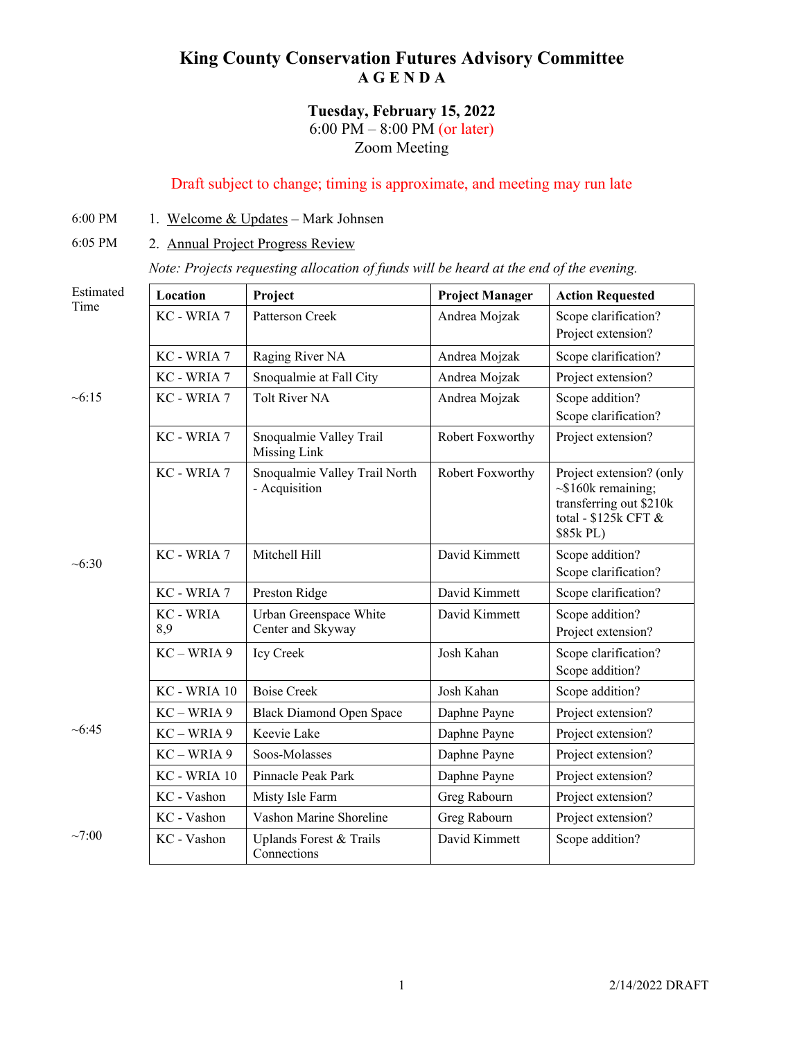# King County Conservation Futures Advisory Committee
## A G E N D A

**Tuesday, February 15, 2022**
6:00 PM – 8:00 PM (or later)
Zoom Meeting

Draft subject to change; timing is approximate, and meeting may run late

6:00 PM 1. Welcome & Updates – Mark Johnsen

6:05 PM 2. Annual Project Progress Review

*Note: Projects requesting allocation of funds will be heard at the end of the evening.*

| Estimated Time | Location | Project | Project Manager | Action Requested |
|---|---|---|---|---|
| | KC - WRIA 7 | Patterson Creek | Andrea Mojzak | Scope clarification? Project extension? |
| | KC - WRIA 7 | Raging River NA | Andrea Mojzak | Scope clarification? |
| | KC - WRIA 7 | Snoqualmie at Fall City | Andrea Mojzak | Project extension? |
| ~6:15 | KC - WRIA 7 | Tolt River NA | Andrea Mojzak | Scope addition? Scope clarification? |
| | KC - WRIA 7 | Snoqualmie Valley Trail Missing Link | Robert Foxworthy | Project extension? |
| | KC - WRIA 7 | Snoqualmie Valley Trail North - Acquisition | Robert Foxworthy | Project extension? (only ~$160k remaining; transferring out $210k total - $125k CFT & $85k PL) |
| ~6:30 | KC - WRIA 7 | Mitchell Hill | David Kimmett | Scope addition? Scope clarification? |
| | KC - WRIA 7 | Preston Ridge | David Kimmett | Scope clarification? |
| | KC - WRIA 8,9 | Urban Greenspace White Center and Skyway | David Kimmett | Scope addition? Project extension? |
| | KC – WRIA 9 | Icy Creek | Josh Kahan | Scope clarification? Scope addition? |
| | KC - WRIA 10 | Boise Creek | Josh Kahan | Scope addition? |
| | KC – WRIA 9 | Black Diamond Open Space | Daphne Payne | Project extension? |
| ~6:45 | KC – WRIA 9 | Keevie Lake | Daphne Payne | Project extension? |
| | KC – WRIA 9 | Soos-Molasses | Daphne Payne | Project extension? |
| | KC - WRIA 10 | Pinnacle Peak Park | Daphne Payne | Project extension? |
| | KC - Vashon | Misty Isle Farm | Greg Rabourn | Project extension? |
| | KC - Vashon | Vashon Marine Shoreline | Greg Rabourn | Project extension? |
| ~7:00 | KC - Vashon | Uplands Forest & Trails Connections | David Kimmett | Scope addition? |

2/14/2022 DRAFT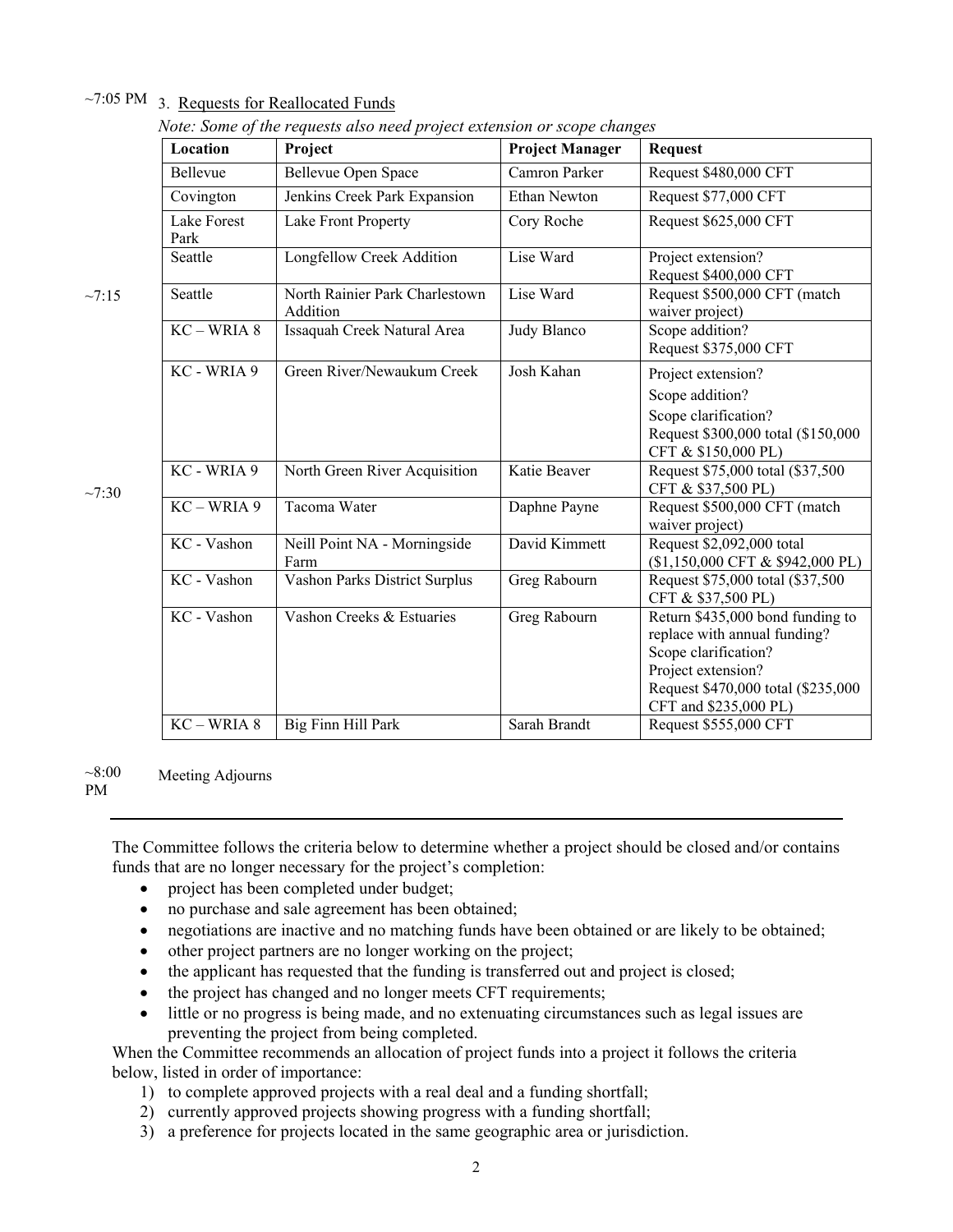~7:05 PM 3. Requests for Reallocated Funds

*Note: Some of the requests also need project extension or scope changes*

| | Location | Project | Project Manager | Request |
|---|---|---|---|---|
| | Bellevue | Bellevue Open Space | Camron Parker | Request $480,000 CFT |
| | Covington | Jenkins Creek Park Expansion | Ethan Newton | Request $77,000 CFT |
| | Lake Forest Park | Lake Front Property | Cory Roche | Request $625,000 CFT |
| | Seattle | Longfellow Creek Addition | Lise Ward | Project extension? Request $400,000 CFT |
| ~7:15 | Seattle | North Rainier Park Charlestown Addition | Lise Ward | Request $500,000 CFT (match waiver project) |
| | KC – WRIA 8 | Issaquah Creek Natural Area | Judy Blanco | Scope addition? Request $375,000 CFT |
| | KC - WRIA 9 | Green River/Newaukum Creek | Josh Kahan | Project extension? Scope addition? Scope clarification? Request $300,000 total ($150,000 CFT & $150,000 PL) |
| | KC - WRIA 9 | North Green River Acquisition | Katie Beaver | Request $75,000 total ($37,500 CFT & $37,500 PL) |
| ~7:30 | KC – WRIA 9 | Tacoma Water | Daphne Payne | Request $500,000 CFT (match waiver project) |
| | KC - Vashon | Neill Point NA - Morningside Farm | David Kimmett | Request $2,092,000 total ($1,150,000 CFT & $942,000 PL) |
| | KC - Vashon | Vashon Parks District Surplus | Greg Rabourn | Request $75,000 total ($37,500 CFT & $37,500 PL) |
| | KC - Vashon | Vashon Creeks & Estuaries | Greg Rabourn | Return $435,000 bond funding to replace with annual funding? Scope clarification? Project extension? Request $470,000 total ($235,000 CFT and $235,000 PL) |
| | KC – WRIA 8 | Big Finn Hill Park | Sarah Brandt | Request $555,000 CFT |

~8:00 PM Meeting Adjourns

---

The Committee follows the criteria below to determine whether a project should be closed and/or contains funds that are no longer necessary for the project's completion:

- project has been completed under budget;
- no purchase and sale agreement has been obtained;
- negotiations are inactive and no matching funds have been obtained or are likely to be obtained;
- other project partners are no longer working on the project;
- the applicant has requested that the funding is transferred out and project is closed;
- the project has changed and no longer meets CFT requirements;
- little or no progress is being made, and no extenuating circumstances such as legal issues are preventing the project from being completed.

When the Committee recommends an allocation of project funds into a project it follows the criteria below, listed in order of importance:

1) to complete approved projects with a real deal and a funding shortfall;
2) currently approved projects showing progress with a funding shortfall;
3) a preference for projects located in the same geographic area or jurisdiction.